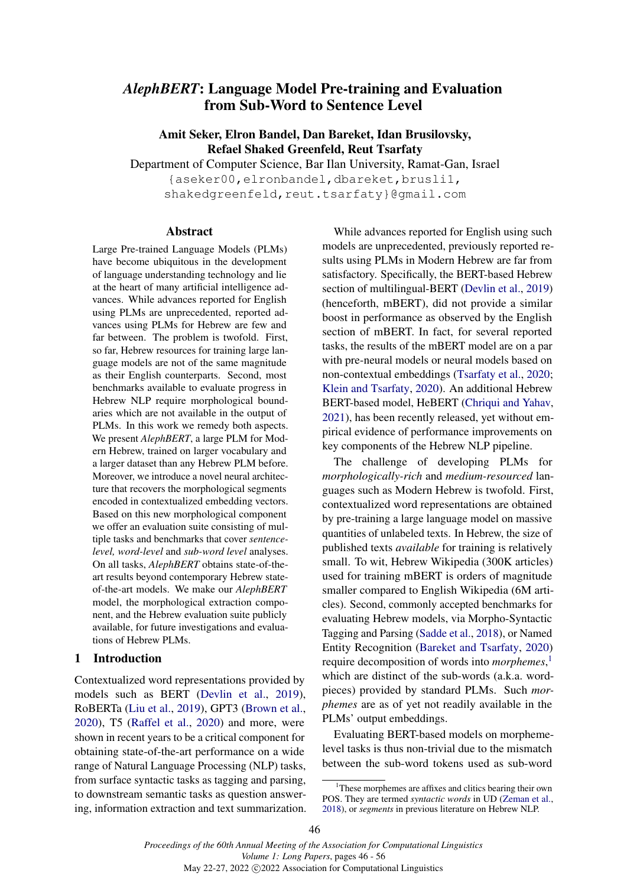# *AlephBERT*: Language Model Pre-training and Evaluation from Sub-Word to Sentence Level

**Amit Seker, Elron Bandel, Dan Bareket, Idan Brusilovsky, Refael Shaked Greenfeld, Reut Tsarfaty**

Department of Computer Science, Bar Ilan University, Ramat-Gan, Israel

{aseker00,elronbandel,dbareket,brusli1, shakedgreenfeld,reut.tsarfaty}@gmail.com

## Abstract

Large Pre-trained Language Models (PLMs) have become ubiquitous in the development of language understanding technology and lie at the heart of many artificial intelligence advances. While advances reported for English using PLMs are unprecedented, reported advances using PLMs for Hebrew are few and far between. The problem is twofold. First, so far, Hebrew resources for training large language models are not of the same magnitude as their English counterparts. Second, most benchmarks available to evaluate progress in Hebrew NLP require morphological boundaries which are not available in the output of PLMs. In this work we remedy both aspects. We present *AlephBERT*, a large PLM for Modern Hebrew, trained on larger vocabulary and a larger dataset than any Hebrew PLM before. Moreover, we introduce a novel neural architecture that recovers the morphological segments encoded in contextualized embedding vectors. Based on this new morphological component we offer an evaluation suite consisting of multiple tasks and benchmarks that cover *sentence-level, word-level* and *sub-word level* analyses. On all tasks, *AlephBERT* obtains state-of-the-art results beyond contemporary Hebrew state-of-the-art models. We make our *AlephBERT* model, the morphological extraction component, and the Hebrew evaluation suite publicly available, for future investigations and evaluations of Hebrew PLMs.

## 1 Introduction

Contextualized word representations provided by models such as BERT (Devlin et al., 2019), RoBERTa (Liu et al., 2019), GPT3 (Brown et al., 2020), T5 (Raffel et al., 2020) and more, were shown in recent years to be a critical component for obtaining state-of-the-art performance on a wide range of Natural Language Processing (NLP) tasks, from surface syntactic tasks as tagging and parsing, to downstream semantic tasks as question answering, information extraction and text summarization.

While advances reported for English using such models are unprecedented, previously reported results using PLMs in Modern Hebrew are far from satisfactory. Specifically, the BERT-based Hebrew section of multilingual-BERT (Devlin et al., 2019) (henceforth, mBERT), did not provide a similar boost in performance as observed by the English section of mBERT. In fact, for several reported tasks, the results of the mBERT model are on a par with pre-neural models or neural models based on non-contextual embeddings (Tsarfaty et al., 2020; Klein and Tsarfaty, 2020). An additional Hebrew BERT-based model, HeBERT (Chriqui and Yahav, 2021), has been recently released, yet without empirical evidence of performance improvements on key components of the Hebrew NLP pipeline.

The challenge of developing PLMs for *morphologically-rich* and *medium-resourced* languages such as Modern Hebrew is twofold. First, contextualized word representations are obtained by pre-training a large language model on massive quantities of unlabeled texts. In Hebrew, the size of published texts *available* for training is relatively small. To wit, Hebrew Wikipedia (300K articles) used for training mBERT is orders of magnitude smaller compared to English Wikipedia (6M articles). Second, commonly accepted benchmarks for evaluating Hebrew models, via Morpho-Syntactic Tagging and Parsing (Sadde et al., 2018), or Named Entity Recognition (Bareket and Tsarfaty, 2020) require decomposition of words into *morphemes*,[1] which are distinct of the sub-words (a.k.a. word-pieces) provided by standard PLMs. Such *morphemes* are as of yet not readily available in the PLMs' output embeddings.

Evaluating BERT-based models on morpheme-level tasks is thus non-trivial due to the mismatch between the sub-word tokens used as sub-word

[1] These morphemes are affixes and clitics bearing their own POS. They are termed *syntactic words* in UD (Zeman et al., 2018), or *segments* in previous literature on Hebrew NLP.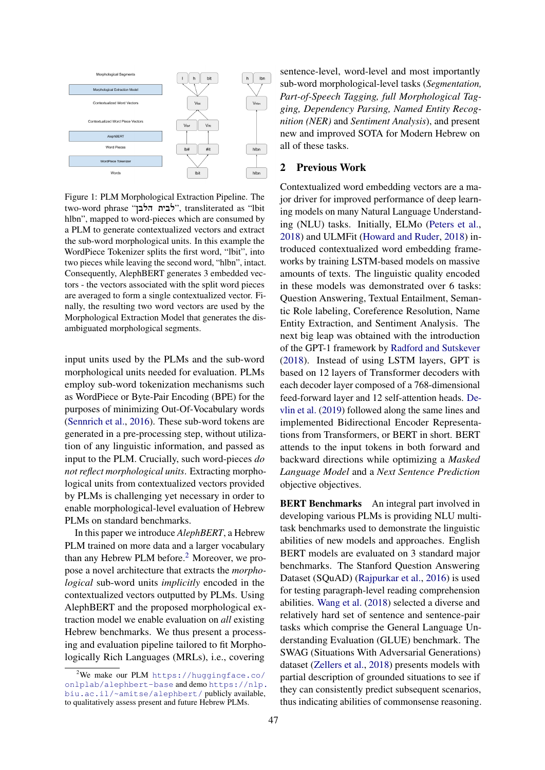Figure 1: PLM Morphological Extraction Pipeline. The two-word phrase "לבית הלבן", transliterated as "lbit hlbn", mapped to word-pieces which are consumed by a PLM to generate contextualized vectors and extract the sub-word morphological units. In this example the WordPiece Tokenizer splits the first word, "lbit", into two pieces while leaving the second word, "hlbn", intact. Consequently, AlephBERT generates 3 embedded vectors - the vectors associated with the split word pieces are averaged to form a single contextualized vector. Finally, the resulting two word vectors are used by the Morphological Extraction Model that generates the disambiguated morphological segments.

input units used by the PLMs and the sub-word morphological units needed for evaluation. PLMs employ sub-word tokenization mechanisms such as WordPiece or Byte-Pair Encoding (BPE) for the purposes of minimizing Out-Of-Vocabulary words (Sennrich et al., 2016). These sub-word tokens are generated in a pre-processing step, without utilization of any linguistic information, and passed as input to the PLM. Crucially, such word-pieces *do not reflect morphological units*. Extracting morphological units from contextualized vectors provided by PLMs is challenging yet necessary in order to enable morphological-level evaluation of Hebrew PLMs on standard benchmarks.

In this paper we introduce *AlephBERT*, a Hebrew PLM trained on more data and a larger vocabulary than any Hebrew PLM before.[2] Moreover, we propose a novel architecture that extracts the *morphological* sub-word units *implicitly* encoded in the contextualized vectors outputted by PLMs. Using AlephBERT and the proposed morphological extraction model we enable evaluation on *all* existing Hebrew benchmarks. We thus present a processing and evaluation pipeline tailored to fit Morphologically Rich Languages (MRLs), i.e., covering sentence-level, word-level and most importantly sub-word morphological-level tasks (*Segmentation, Part-of-Speech Tagging, full Morphological Tagging, Dependency Parsing, Named Entity Recognition (NER)* and *Sentiment Analysis*), and present new and improved SOTA for Modern Hebrew on all of these tasks.

## 2 Previous Work

Contextualized word embedding vectors are a major driver for improved performance of deep learning models on many Natural Language Understanding (NLU) tasks. Initially, ELMo (Peters et al., 2018) and ULMFit (Howard and Ruder, 2018) introduced contextualized word embedding frameworks by training LSTM-based models on massive amounts of texts. The linguistic quality encoded in these models was demonstrated over 6 tasks: Question Answering, Textual Entailment, Semantic Role labeling, Coreference Resolution, Name Entity Extraction, and Sentiment Analysis. The next big leap was obtained with the introduction of the GPT-1 framework by Radford and Sutskever (2018). Instead of using LSTM layers, GPT is based on 12 layers of Transformer decoders with each decoder layer composed of a 768-dimensional feed-forward layer and 12 self-attention heads. Devlin et al. (2019) followed along the same lines and implemented Bidirectional Encoder Representations from Transformers, or BERT in short. BERT attends to the input tokens in both forward and backward directions while optimizing a *Masked Language Model* and a *Next Sentence Prediction* objective objectives.

**BERT Benchmarks** An integral part involved in developing various PLMs is providing NLU multi-task benchmarks used to demonstrate the linguistic abilities of new models and approaches. English BERT models are evaluated on 3 standard major benchmarks. The Stanford Question Answering Dataset (SQuAD) (Rajpurkar et al., 2016) is used for testing paragraph-level reading comprehension abilities. Wang et al. (2018) selected a diverse and relatively hard set of sentence and sentence-pair tasks which comprise the General Language Understanding Evaluation (GLUE) benchmark. The SWAG (Situations With Adversarial Generations) dataset (Zellers et al., 2018) presents models with partial description of grounded situations to see if they can consistently predict subsequent scenarios, thus indicating abilities of commonsense reasoning.

[2] We make our PLM https://huggingface.co/onlplab/alephbert-base and demo https://nlp.biu.ac.il/~amitse/alephbert/ publicly available, to qualitatively assess present and future Hebrew PLMs.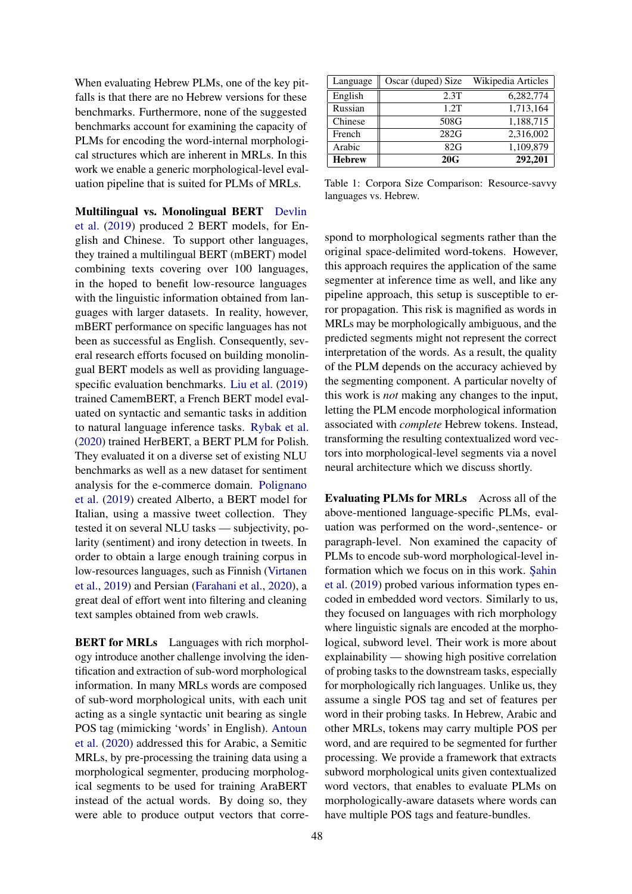When evaluating Hebrew PLMs, one of the key pitfalls is that there are no Hebrew versions for these benchmarks. Furthermore, none of the suggested benchmarks account for examining the capacity of PLMs for encoding the word-internal morphological structures which are inherent in MRLs. In this work we enable a generic morphological-level evaluation pipeline that is suited for PLMs of MRLs.

**Multilingual vs. Monolingual BERT** Devlin et al. (2019) produced 2 BERT models, for English and Chinese. To support other languages, they trained a multilingual BERT (mBERT) model combining texts covering over 100 languages, in the hoped to benefit low-resource languages with the linguistic information obtained from languages with larger datasets. In reality, however, mBERT performance on specific languages has not been as successful as English. Consequently, several research efforts focused on building monolingual BERT models as well as providing language-specific evaluation benchmarks. Liu et al. (2019) trained CamemBERT, a French BERT model evaluated on syntactic and semantic tasks in addition to natural language inference tasks. Rybak et al. (2020) trained HerBERT, a BERT PLM for Polish. They evaluated it on a diverse set of existing NLU benchmarks as well as a new dataset for sentiment analysis for the e-commerce domain. Polignano et al. (2019) created Alberto, a BERT model for Italian, using a massive tweet collection. They tested it on several NLU tasks — subjectivity, polarity (sentiment) and irony detection in tweets. In order to obtain a large enough training corpus in low-resources languages, such as Finnish (Virtanen et al., 2019) and Persian (Farahani et al., 2020), a great deal of effort went into filtering and cleaning text samples obtained from web crawls.

**BERT for MRLs** Languages with rich morphology introduce another challenge involving the identification and extraction of sub-word morphological information. In many MRLs words are composed of sub-word morphological units, with each unit acting as a single syntactic unit bearing as single POS tag (mimicking 'words' in English). Antoun et al. (2020) addressed this for Arabic, a Semitic MRLs, by pre-processing the training data using a morphological segmenter, producing morphological segments to be used for training AraBERT instead of the actual words. By doing so, they were able to produce output vectors that correspond to morphological segments rather than the original space-delimited word-tokens. However, this approach requires the application of the same segmenter at inference time as well, and like any pipeline approach, this setup is susceptible to error propagation. This risk is magnified as words in MRLs may be morphologically ambiguous, and the predicted segments might not represent the correct interpretation of the words. As a result, the quality of the PLM depends on the accuracy achieved by the segmenting component. A particular novelty of this work is *not* making any changes to the input, letting the PLM encode morphological information associated with *complete* Hebrew tokens. Instead, transforming the resulting contextualized word vectors into morphological-level segments via a novel neural architecture which we discuss shortly.

| Language | Oscar (duped) Size | Wikipedia Articles |
|---|---|---|
| English | 2.3T | 6,282,774 |
| Russian | 1.2T | 1,713,164 |
| Chinese | 508G | 1,188,715 |
| French | 282G | 2,316,002 |
| Arabic | 82G | 1,109,879 |
| **Hebrew** | **20G** | **292,201** |

Table 1: Corpora Size Comparison: Resource-savvy languages vs. Hebrew.

**Evaluating PLMs for MRLs** Across all of the above-mentioned language-specific PLMs, evaluation was performed on the word-,sentence- or paragraph-level. Non examined the capacity of PLMs to encode sub-word morphological-level information which we focus on in this work. Şahin et al. (2019) probed various information types encoded in embedded word vectors. Similarly to us, they focused on languages with rich morphology where linguistic signals are encoded at the morphological, subword level. Their work is more about explainability — showing high positive correlation of probing tasks to the downstream tasks, especially for morphologically rich languages. Unlike us, they assume a single POS tag and set of features per word in their probing tasks. In Hebrew, Arabic and other MRLs, tokens may carry multiple POS per word, and are required to be segmented for further processing. We provide a framework that extracts subword morphological units given contextualized word vectors, that enables to evaluate PLMs on morphologically-aware datasets where words can have multiple POS tags and feature-bundles.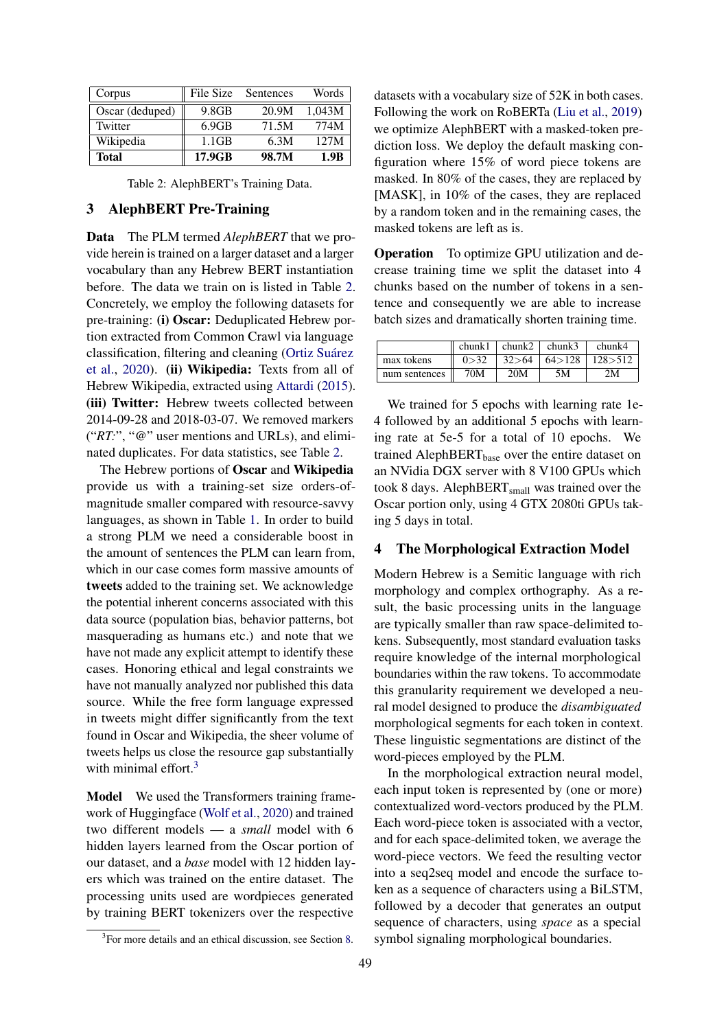| Corpus | File Size | Sentences | Words |
|---|---|---|---|
| Oscar (deduped) | 9.8GB | 20.9M | 1,043M |
| Twitter | 6.9GB | 71.5M | 774M |
| Wikipedia | 1.1GB | 6.3M | 127M |
| **Total** | **17.9GB** | **98.7M** | **1.9B** |

Table 2: AlephBERT's Training Data.

## 3 AlephBERT Pre-Training

**Data** The PLM termed *AlephBERT* that we provide herein is trained on a larger dataset and a larger vocabulary than any Hebrew BERT instantiation before. The data we train on is listed in Table 2. Concretely, we employ the following datasets for pre-training: **(i) Oscar:** Deduplicated Hebrew portion extracted from Common Crawl via language classification, filtering and cleaning (Ortiz Suárez et al., 2020). **(ii) Wikipedia:** Texts from all of Hebrew Wikipedia, extracted using Attardi (2015). **(iii) Twitter:** Hebrew tweets collected between 2014-09-28 and 2018-03-07. We removed markers ("*RT:*", "@" user mentions and URLs), and eliminated duplicates. For data statistics, see Table 2.

The Hebrew portions of **Oscar** and **Wikipedia** provide us with a training-set size orders-of-magnitude smaller compared with resource-savvy languages, as shown in Table 1. In order to build a strong PLM we need a considerable boost in the amount of sentences the PLM can learn from, which in our case comes form massive amounts of **tweets** added to the training set. We acknowledge the potential inherent concerns associated with this data source (population bias, behavior patterns, bot masquerading as humans etc.) and note that we have not made any explicit attempt to identify these cases. Honoring ethical and legal constraints we have not manually analyzed nor published this data source. While the free form language expressed in tweets might differ significantly from the text found in Oscar and Wikipedia, the sheer volume of tweets helps us close the resource gap substantially with minimal effort.[3]

**Model** We used the Transformers training framework of Huggingface (Wolf et al., 2020) and trained two different models — a *small* model with 6 hidden layers learned from the Oscar portion of our dataset, and a *base* model with 12 hidden layers which was trained on the entire dataset. The processing units used are wordpieces generated by training BERT tokenizers over the respective datasets with a vocabulary size of 52K in both cases. Following the work on RoBERTa (Liu et al., 2019) we optimize AlephBERT with a masked-token prediction loss. We deploy the default masking configuration where 15% of word piece tokens are masked. In 80% of the cases, they are replaced by [MASK], in 10% of the cases, they are replaced by a random token and in the remaining cases, the masked tokens are left as is.

**Operation** To optimize GPU utilization and decrease training time we split the dataset into 4 chunks based on the number of tokens in a sentence and consequently we are able to increase batch sizes and dramatically shorten training time.

| | chunk1 | chunk2 | chunk3 | chunk4 |
|---|---|---|---|---|
| max tokens | 0>32 | 32>64 | 64>128 | 128>512 |
| num sentences | 70M | 20M | 5M | 2M |

We trained for 5 epochs with learning rate 1e-4 followed by an additional 5 epochs with learning rate at 5e-5 for a total of 10 epochs. We trained AlephBERT$_{base}$ over the entire dataset on an NVidia DGX server with 8 V100 GPUs which took 8 days. AlephBERT$_{small}$ was trained over the Oscar portion only, using 4 GTX 2080ti GPUs taking 5 days in total.

## 4 The Morphological Extraction Model

Modern Hebrew is a Semitic language with rich morphology and complex orthography. As a result, the basic processing units in the language are typically smaller than raw space-delimited tokens. Subsequently, most standard evaluation tasks require knowledge of the internal morphological boundaries within the raw tokens. To accommodate this granularity requirement we developed a neural model designed to produce the *disambiguated* morphological segments for each token in context. These linguistic segmentations are distinct of the word-pieces employed by the PLM.

In the morphological extraction neural model, each input token is represented by (one or more) contextualized word-vectors produced by the PLM. Each word-piece token is associated with a vector, and for each space-delimited token, we average the word-piece vectors. We feed the resulting vector into a seq2seq model and encode the surface token as a sequence of characters using a BiLSTM, followed by a decoder that generates an output sequence of characters, using *space* as a special symbol signaling morphological boundaries.

[3] For more details and an ethical discussion, see Section 8.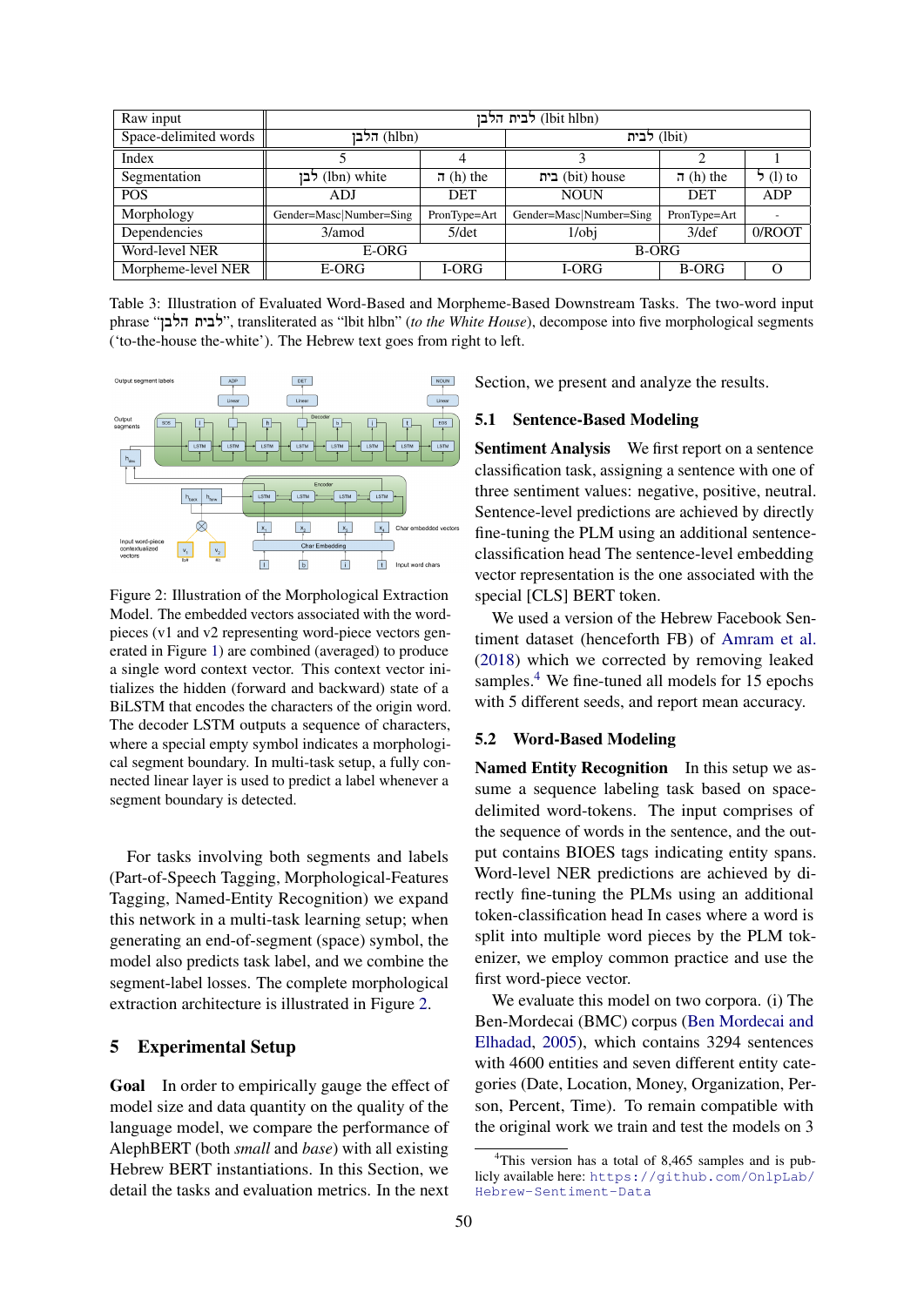| Raw input | לבית הלבן (lbit hlbn) | | | | |
|---|---|---|---|---|---|
| Space-delimited words | הלבן (hlbn) | | לבית (lbit) | | |
| Index | 5 | 4 | 3 | 2 | 1 |
| Segmentation | לבן (lbn) white | ה (h) the | בית (bit) house | ה (h) the | ל (l) to |
| POS | ADJ | DET | NOUN | DET | ADP |
| Morphology | Gender=Masc\|Number=Sing | PronType=Art | Gender=Masc\|Number=Sing | PronType=Art | - |
| Dependencies | 3/amod | 5/det | 1/obj | 3/def | 0/ROOT |
| Word-level NER | E-ORG | | B-ORG | | |
| Morpheme-level NER | E-ORG | I-ORG | I-ORG | B-ORG | O |

Table 3: Illustration of Evaluated Word-Based and Morpheme-Based Downstream Tasks. The two-word input phrase "לבית הלבן", transliterated as "lbit hlbn" (*to the White House*), decompose into five morphological segments ('to-the-house the-white'). The Hebrew text goes from right to left.

Figure 2: Illustration of the Morphological Extraction Model. The embedded vectors associated with the word-pieces (v1 and v2 representing word-piece vectors generated in Figure 1) are combined (averaged) to produce a single word context vector. This context vector initializes the hidden (forward and backward) state of a BiLSTM that encodes the characters of the origin word. The decoder LSTM outputs a sequence of characters, where a special empty symbol indicates a morphological segment boundary. In multi-task setup, a fully connected linear layer is used to predict a label whenever a segment boundary is detected.

For tasks involving both segments and labels (Part-of-Speech Tagging, Morphological-Features Tagging, Named-Entity Recognition) we expand this network in a multi-task learning setup; when generating an end-of-segment (space) symbol, the model also predicts task label, and we combine the segment-label losses. The complete morphological extraction architecture is illustrated in Figure 2.

# 5 Experimental Setup

**Goal** In order to empirically gauge the effect of model size and data quantity on the quality of the language model, we compare the performance of AlephBERT (both *small* and *base*) with all existing Hebrew BERT instantiations. In this Section, we detail the tasks and evaluation metrics. In the next Section, we present and analyze the results.

## 5.1 Sentence-Based Modeling

**Sentiment Analysis** We first report on a sentence classification task, assigning a sentence with one of three sentiment values: negative, positive, neutral. Sentence-level predictions are achieved by directly fine-tuning the PLM using an additional sentence-classification head The sentence-level embedding vector representation is the one associated with the special [CLS] BERT token.

We used a version of the Hebrew Facebook Sentiment dataset (henceforth FB) of Amram et al. (2018) which we corrected by removing leaked samples.[4] We fine-tuned all models for 15 epochs with 5 different seeds, and report mean accuracy.

## 5.2 Word-Based Modeling

**Named Entity Recognition** In this setup we assume a sequence labeling task based on space-delimited word-tokens. The input comprises of the sequence of words in the sentence, and the output contains BIOES tags indicating entity spans. Word-level NER predictions are achieved by directly fine-tuning the PLMs using an additional token-classification head In cases where a word is split into multiple word pieces by the PLM tokenizer, we employ common practice and use the first word-piece vector.

We evaluate this model on two corpora. (i) The Ben-Mordecai (BMC) corpus (Ben Mordecai and Elhadad, 2005), which contains 3294 sentences with 4600 entities and seven different entity categories (Date, Location, Money, Organization, Person, Percent, Time). To remain compatible with the original work we train and test the models on 3

[4]This version has a total of 8,465 samples and is publicly available here: https://github.com/OnlpLab/Hebrew-Sentiment-Data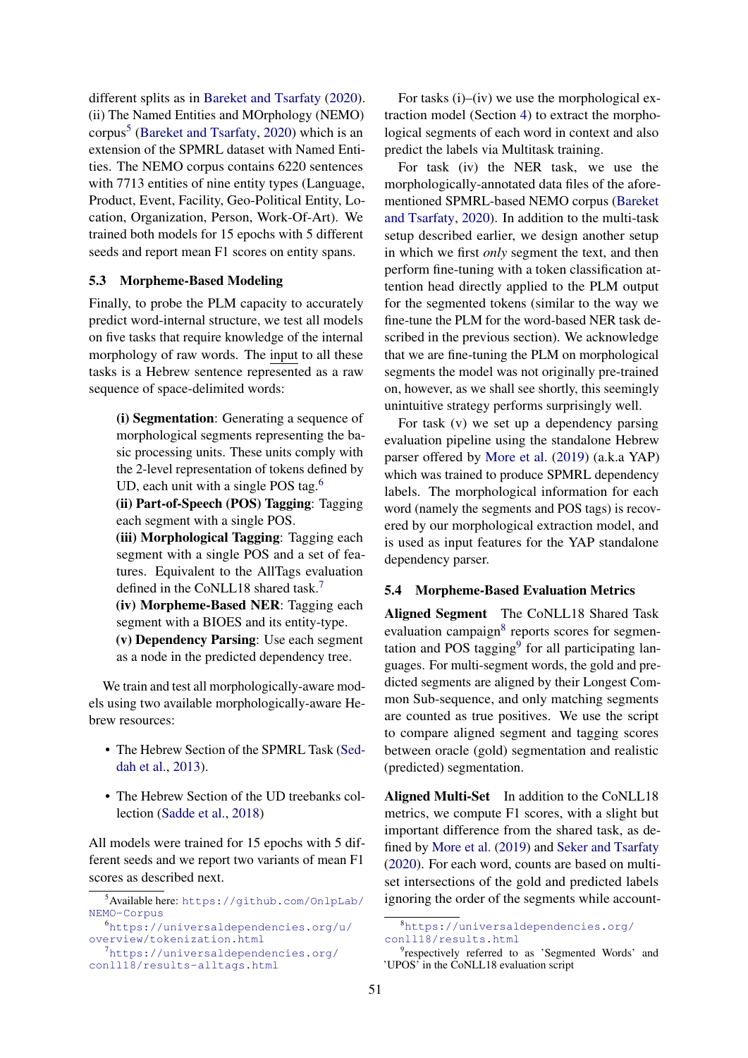different splits as in Bareket and Tsarfaty (2020). (ii) The Named Entities and MOrphology (NEMO) corpus[5] (Bareket and Tsarfaty, 2020) which is an extension of the SPMRL dataset with Named Entities. The NEMO corpus contains 6220 sentences with 7713 entities of nine entity types (Language, Product, Event, Facility, Geo-Political Entity, Location, Organization, Person, Work-Of-Art). We trained both models for 15 epochs with 5 different seeds and report mean F1 scores on entity spans.

### 5.3 Morpheme-Based Modeling

Finally, to probe the PLM capacity to accurately predict word-internal structure, we test all models on five tasks that require knowledge of the internal morphology of raw words. The input to all these tasks is a Hebrew sentence represented as a raw sequence of space-delimited words:

> **(i) Segmentation**: Generating a sequence of morphological segments representing the basic processing units. These units comply with the 2-level representation of tokens defined by UD, each unit with a single POS tag.[6]
> **(ii) Part-of-Speech (POS) Tagging**: Tagging each segment with a single POS.
> **(iii) Morphological Tagging**: Tagging each segment with a single POS and a set of features. Equivalent to the AllTags evaluation defined in the CoNLL18 shared task.[7]
> **(iv) Morpheme-Based NER**: Tagging each segment with a BIOES and its entity-type.
> **(v) Dependency Parsing**: Use each segment as a node in the predicted dependency tree.

We train and test all morphologically-aware models using two available morphologically-aware Hebrew resources:

- The Hebrew Section of the SPMRL Task (Seddah et al., 2013).
- The Hebrew Section of the UD treebanks collection (Sadde et al., 2018)

All models were trained for 15 epochs with 5 different seeds and we report two variants of mean F1 scores as described next.

For tasks (i)–(iv) we use the morphological extraction model (Section 4) to extract the morphological segments of each word in context and also predict the labels via Multitask training.

For task (iv) the NER task, we use the morphologically-annotated data files of the aforementioned SPMRL-based NEMO corpus (Bareket and Tsarfaty, 2020). In addition to the multi-task setup described earlier, we design another setup in which we first *only* segment the text, and then perform fine-tuning with a token classification attention head directly applied to the PLM output for the segmented tokens (similar to the way we fine-tune the PLM for the word-based NER task described in the previous section). We acknowledge that we are fine-tuning the PLM on morphological segments the model was not originally pre-trained on, however, as we shall see shortly, this seemingly unintuitive strategy performs surprisingly well.

For task (v) we set up a dependency parsing evaluation pipeline using the standalone Hebrew parser offered by More et al. (2019) (a.k.a YAP) which was trained to produce SPMRL dependency labels. The morphological information for each word (namely the segments and POS tags) is recovered by our morphological extraction model, and is used as input features for the YAP standalone dependency parser.

### 5.4 Morpheme-Based Evaluation Metrics

**Aligned Segment** The CoNLL18 Shared Task evaluation campaign[8] reports scores for segmentation and POS tagging[9] for all participating languages. For multi-segment words, the gold and predicted segments are aligned by their Longest Common Sub-sequence, and only matching segments are counted as true positives. We use the script to compare aligned segment and tagging scores between oracle (gold) segmentation and realistic (predicted) segmentation.

**Aligned Multi-Set** In addition to the CoNLL18 metrics, we compute F1 scores, with a slight but important difference from the shared task, as defined by More et al. (2019) and Seker and Tsarfaty (2020). For each word, counts are based on multi-set intersections of the gold and predicted labels ignoring the order of the segments while account-

[5] Available here: https://github.com/OnlpLab/NEMO-Corpus
[6] https://universaldependencies.org/u/overview/tokenization.html
[7] https://universaldependencies.org/conll18/results-alltags.html
[8] https://universaldependencies.org/conll18/results.html
[9] respectively referred to as 'Segmented Words' and 'UPOS' in the CoNLL18 evaluation script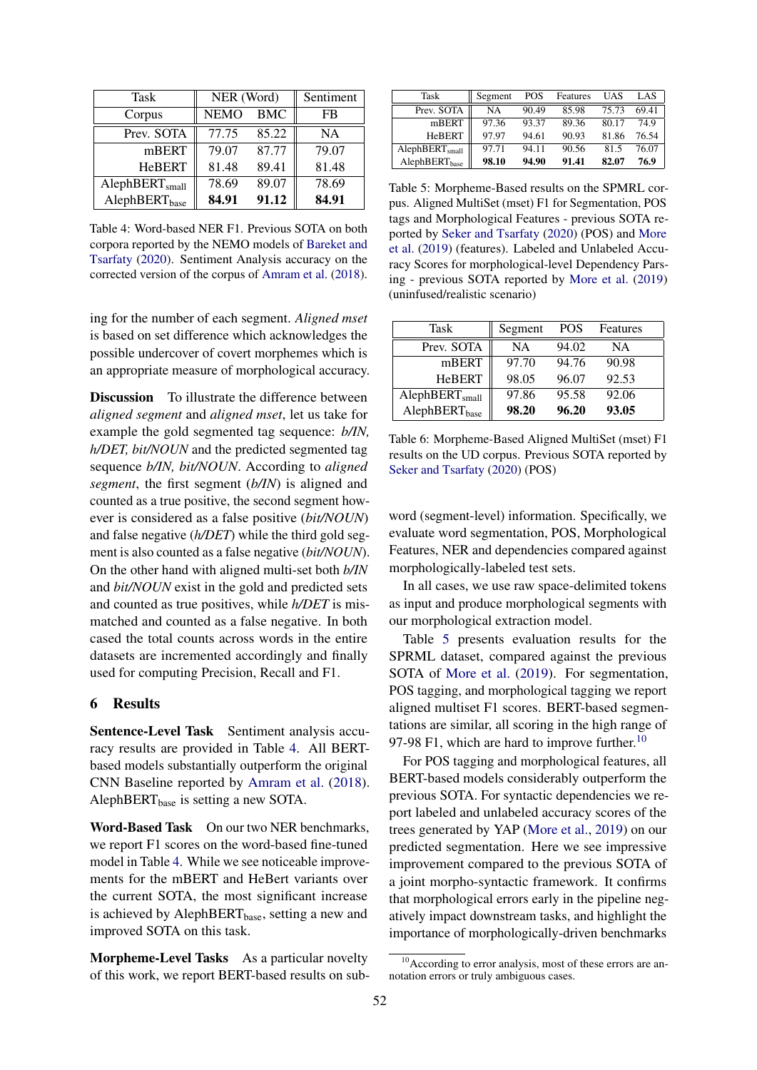| Task | NER (Word) | | Sentiment |
|---|---|---|---|
| Corpus | NEMO | BMC | FB |
| Prev. SOTA | 77.75 | 85.22 | NA |
| mBERT | 79.07 | 87.77 | 79.07 |
| HeBERT | 81.48 | 89.41 | 81.48 |
| AlephBERT$_{small}$ | 78.69 | 89.07 | 78.69 |
| AlephBERT$_{base}$ | **84.91** | **91.12** | **84.91** |

Table 4: Word-based NER F1. Previous SOTA on both corpora reported by the NEMO models of Bareket and Tsarfaty (2020). Sentiment Analysis accuracy on the corrected version of the corpus of Amram et al. (2018).

ing for the number of each segment. *Aligned mset* is based on set difference which acknowledges the possible undercover of covert morphemes which is an appropriate measure of morphological accuracy.

**Discussion** To illustrate the difference between *aligned segment* and *aligned mset*, let us take for example the gold segmented tag sequence: *b/IN, h/DET, bit/NOUN* and the predicted segmented tag sequence *b/IN, bit/NOUN*. According to *aligned segment*, the first segment (*b/IN*) is aligned and counted as a true positive, the second segment however is considered as a false positive (*bit/NOUN*) and false negative (*h/DET*) while the third gold segment is also counted as a false negative (*bit/NOUN*). On the other hand with aligned multi-set both *b/IN* and *bit/NOUN* exist in the gold and predicted sets and counted as true positives, while *h/DET* is mismatched and counted as a false negative. In both cased the total counts across words in the entire datasets are incremented accordingly and finally used for computing Precision, Recall and F1.

## 6 Results

**Sentence-Level Task** Sentiment analysis accuracy results are provided in Table 4. All BERT-based models substantially outperform the original CNN Baseline reported by Amram et al. (2018). AlephBERT$_{base}$ is setting a new SOTA.

**Word-Based Task** On our two NER benchmarks, we report F1 scores on the word-based fine-tuned model in Table 4. While we see noticeable improvements for the mBERT and HeBert variants over the current SOTA, the most significant increase is achieved by AlephBERT$_{base}$, setting a new and improved SOTA on this task.

**Morpheme-Level Tasks** As a particular novelty of this work, we report BERT-based results on sub-word (segment-level) information. Specifically, we evaluate word segmentation, POS, Morphological Features, NER and dependencies compared against morphologically-labeled test sets.

| Task | Segment | POS | Features | UAS | LAS |
|---|---|---|---|---|---|
| Prev. SOTA | NA | 90.49 | 85.98 | 75.73 | 69.41 |
| mBERT | 97.36 | 93.37 | 89.36 | 80.17 | 74.9 |
| HeBERT | 97.97 | 94.61 | 90.93 | 81.86 | 76.54 |
| AlephBERT$_{small}$ | 97.71 | 94.11 | 90.56 | 81.5 | 76.07 |
| AlephBERT$_{base}$ | **98.10** | **94.90** | **91.41** | **82.07** | **76.9** |

Table 5: Morpheme-Based results on the SPMRL corpus. Aligned MultiSet (mset) F1 for Segmentation, POS tags and Morphological Features - previous SOTA reported by Seker and Tsarfaty (2020) (POS) and More et al. (2019) (features). Labeled and Unlabeled Accuracy Scores for morphological-level Dependency Parsing - previous SOTA reported by More et al. (2019) (uninfused/realistic scenario)

| Task | Segment | POS | Features |
|---|---|---|---|
| Prev. SOTA | NA | 94.02 | NA |
| mBERT | 97.70 | 94.76 | 90.98 |
| HeBERT | 98.05 | 96.07 | 92.53 |
| AlephBERT$_{small}$ | 97.86 | 95.58 | 92.06 |
| AlephBERT$_{base}$ | **98.20** | **96.20** | **93.05** |

Table 6: Morpheme-Based Aligned MultiSet (mset) F1 results on the UD corpus. Previous SOTA reported by Seker and Tsarfaty (2020) (POS)

In all cases, we use raw space-delimited tokens as input and produce morphological segments with our morphological extraction model.

Table 5 presents evaluation results for the SPRML dataset, compared against the previous SOTA of More et al. (2019). For segmentation, POS tagging, and morphological tagging we report aligned multiset F1 scores. BERT-based segmentations are similar, all scoring in the high range of 97-98 F1, which are hard to improve further.[10]

For POS tagging and morphological features, all BERT-based models considerably outperform the previous SOTA. For syntactic dependencies we report labeled and unlabeled accuracy scores of the trees generated by YAP (More et al., 2019) on our predicted segmentation. Here we see impressive improvement compared to the previous SOTA of a joint morpho-syntactic framework. It confirms that morphological errors early in the pipeline negatively impact downstream tasks, and highlight the importance of morphologically-driven benchmarks

[10] According to error analysis, most of these errors are annotation errors or truly ambiguous cases.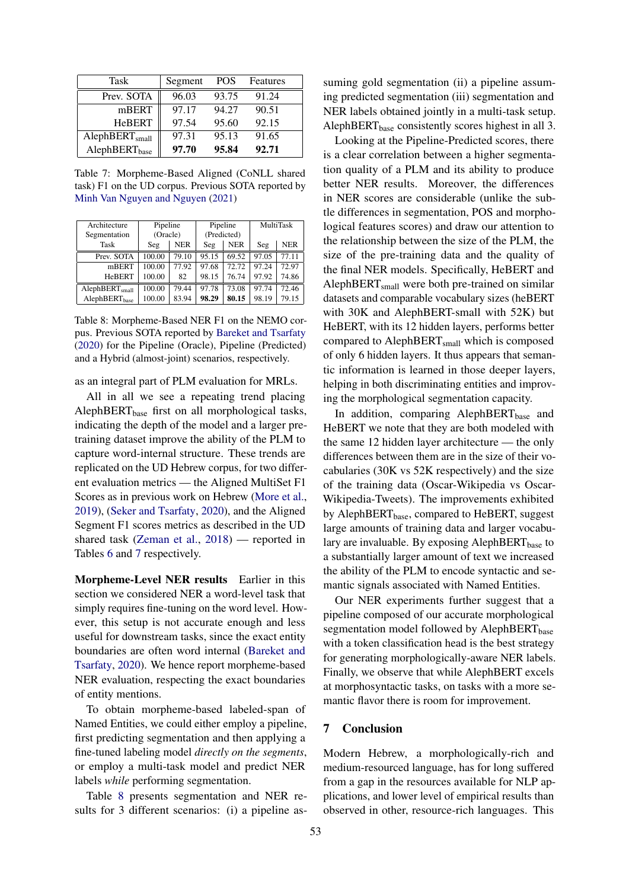| Task | Segment | POS | Features |
|---|---|---|---|
| Prev. SOTA | 96.03 | 93.75 | 91.24 |
| mBERT | 97.17 | 94.27 | 90.51 |
| HeBERT | 97.54 | 95.60 | 92.15 |
| $\text{AlephBERT}_{\text{small}}$ | 97.31 | 95.13 | 91.65 |
| $\text{AlephBERT}_{\text{base}}$ | **97.70** | **95.84** | **92.71** |

Table 7: Morpheme-Based Aligned (CoNLL shared task) F1 on the UD corpus. Previous SOTA reported by Minh Van Nguyen and Nguyen (2021)

| Architecture | Pipeline (Oracle) | | Pipeline (Predicted) | | MultiTask | |
|---|---|---|---|---|---|---|
| Segmentation | | | | | | |
| Task | Seg | NER | Seg | NER | Seg | NER |
| Prev. SOTA | 100.00 | 79.10 | 95.15 | 69.52 | 97.05 | 77.11 |
| mBERT | 100.00 | 77.92 | 97.68 | 72.72 | 97.24 | 72.97 |
| HeBERT | 100.00 | 82 | 98.15 | 76.74 | 97.92 | 74.86 |
| $\text{AlephBERT}_{\text{small}}$ | 100.00 | 79.44 | 97.78 | 73.08 | 97.74 | 72.46 |
| $\text{AlephBERT}_{\text{base}}$ | 100.00 | 83.94 | **98.29** | **80.15** | 98.19 | 79.15 |

Table 8: Morpheme-Based NER F1 on the NEMO corpus. Previous SOTA reported by Bareket and Tsarfaty (2020) for the Pipeline (Oracle), Pipeline (Predicted) and a Hybrid (almost-joint) scenarios, respectively.

as an integral part of PLM evaluation for MRLs.

All in all we see a repeating trend placing $\text{AlephBERT}_{\text{base}}$ first on all morphological tasks, indicating the depth of the model and a larger pretraining dataset improve the ability of the PLM to capture word-internal structure. These trends are replicated on the UD Hebrew corpus, for two different evaluation metrics — the Aligned MultiSet F1 Scores as in previous work on Hebrew (More et al., 2019), (Seker and Tsarfaty, 2020), and the Aligned Segment F1 scores metrics as described in the UD shared task (Zeman et al., 2018) — reported in Tables 6 and 7 respectively.

**Morpheme-Level NER results** Earlier in this section we considered NER a word-level task that simply requires fine-tuning on the word level. However, this setup is not accurate enough and less useful for downstream tasks, since the exact entity boundaries are often word internal (Bareket and Tsarfaty, 2020). We hence report morpheme-based NER evaluation, respecting the exact boundaries of entity mentions.

To obtain morpheme-based labeled-span of Named Entities, we could either employ a pipeline, first predicting segmentation and then applying a fine-tuned labeling model *directly on the segments*, or employ a multi-task model and predict NER labels *while* performing segmentation.

Table 8 presents segmentation and NER results for 3 different scenarios: (i) a pipeline assuming gold segmentation (ii) a pipeline assuming predicted segmentation (iii) segmentation and NER labels obtained jointly in a multi-task setup. $\text{AlephBERT}_{\text{base}}$ consistently scores highest in all 3.

Looking at the Pipeline-Predicted scores, there is a clear correlation between a higher segmentation quality of a PLM and its ability to produce better NER results. Moreover, the differences in NER scores are considerable (unlike the subtle differences in segmentation, POS and morphological features scores) and draw our attention to the relationship between the size of the PLM, the size of the pre-training data and the quality of the final NER models. Specifically, HeBERT and $\text{AlephBERT}_{\text{small}}$ were both pre-trained on similar datasets and comparable vocabulary sizes (heBERT with 30K and AlephBERT-small with 52K) but HeBERT, with its 12 hidden layers, performs better compared to $\text{AlephBERT}_{\text{small}}$ which is composed of only 6 hidden layers. It thus appears that semantic information is learned in those deeper layers, helping in both discriminating entities and improving the morphological segmentation capacity.

In addition, comparing $\text{AlephBERT}_{\text{base}}$ and HeBERT we note that they are both modeled with the same 12 hidden layer architecture — the only differences between them are in the size of their vocabularies (30K vs 52K respectively) and the size of the training data (Oscar-Wikipedia vs Oscar-Wikipedia-Tweets). The improvements exhibited by $\text{AlephBERT}_{\text{base}}$, compared to HeBERT, suggest large amounts of training data and larger vocabulary are invaluable. By exposing $\text{AlephBERT}_{\text{base}}$ to a substantially larger amount of text we increased the ability of the PLM to encode syntactic and semantic signals associated with Named Entities.

Our NER experiments further suggest that a pipeline composed of our accurate morphological segmentation model followed by $\text{AlephBERT}_{\text{base}}$ with a token classification head is the best strategy for generating morphologically-aware NER labels. Finally, we observe that while AlephBERT excels at morphosyntactic tasks, on tasks with a more semantic flavor there is room for improvement.

## 7 Conclusion

Modern Hebrew, a morphologically-rich and medium-resourced language, has for long suffered from a gap in the resources available for NLP applications, and lower level of empirical results than observed in other, resource-rich languages. This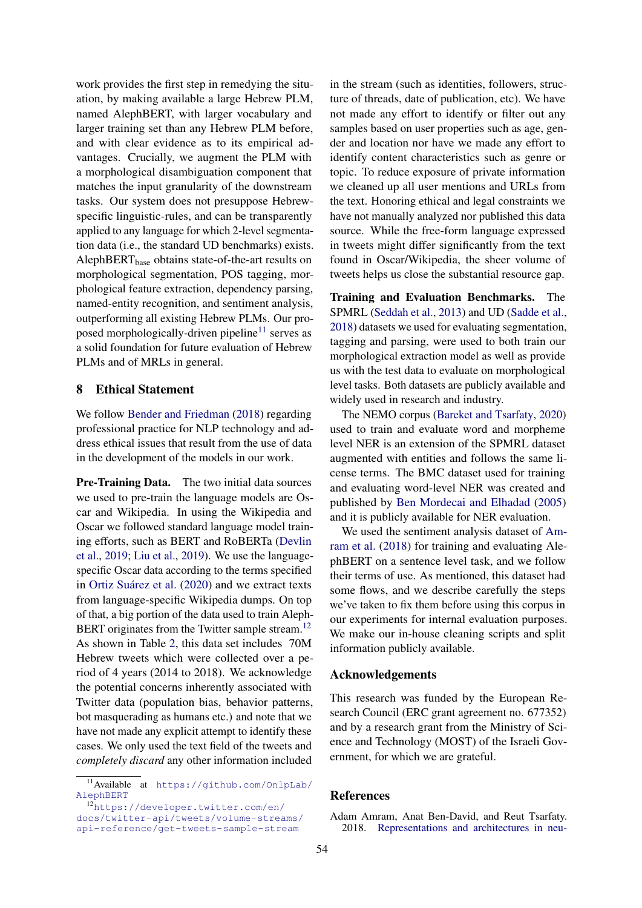work provides the first step in remedying the situation, by making available a large Hebrew PLM, named AlephBERT, with larger vocabulary and larger training set than any Hebrew PLM before, and with clear evidence as to its empirical advantages. Crucially, we augment the PLM with a morphological disambiguation component that matches the input granularity of the downstream tasks. Our system does not presuppose Hebrew-specific linguistic-rules, and can be transparently applied to any language for which 2-level segmentation data (i.e., the standard UD benchmarks) exists. AlephBERT$_{\text{base}}$ obtains state-of-the-art results on morphological segmentation, POS tagging, morphological feature extraction, dependency parsing, named-entity recognition, and sentiment analysis, outperforming all existing Hebrew PLMs. Our proposed morphologically-driven pipeline[11] serves as a solid foundation for future evaluation of Hebrew PLMs and of MRLs in general.

## 8 Ethical Statement

We follow Bender and Friedman (2018) regarding professional practice for NLP technology and address ethical issues that result from the use of data in the development of the models in our work.

**Pre-Training Data.** The two initial data sources we used to pre-train the language models are Oscar and Wikipedia. In using the Wikipedia and Oscar we followed standard language model training efforts, such as BERT and RoBERTa (Devlin et al., 2019; Liu et al., 2019). We use the language-specific Oscar data according to the terms specified in Ortiz Suárez et al. (2020) and we extract texts from language-specific Wikipedia dumps. On top of that, a big portion of the data used to train AlephBERT originates from the Twitter sample stream.[12] As shown in Table 2, this data set includes 70M Hebrew tweets which were collected over a period of 4 years (2014 to 2018). We acknowledge the potential concerns inherently associated with Twitter data (population bias, behavior patterns, bot masquerading as humans etc.) and note that we have not made any explicit attempt to identify these cases. We only used the text field of the tweets and *completely discard* any other information included in the stream (such as identities, followers, structure of threads, date of publication, etc). We have not made any effort to identify or filter out any samples based on user properties such as age, gender and location nor have we made any effort to identify content characteristics such as genre or topic. To reduce exposure of private information we cleaned up all user mentions and URLs from the text. Honoring ethical and legal constraints we have not manually analyzed nor published this data source. While the free-form language expressed in tweets might differ significantly from the text found in Oscar/Wikipedia, the sheer volume of tweets helps us close the substantial resource gap.

**Training and Evaluation Benchmarks.** The SPMRL (Seddah et al., 2013) and UD (Sadde et al., 2018) datasets we used for evaluating segmentation, tagging and parsing, were used to both train our morphological extraction model as well as provide us with the test data to evaluate on morphological level tasks. Both datasets are publicly available and widely used in research and industry.

The NEMO corpus (Bareket and Tsarfaty, 2020) used to train and evaluate word and morpheme level NER is an extension of the SPMRL dataset augmented with entities and follows the same license terms. The BMC dataset used for training and evaluating word-level NER was created and published by Ben Mordecai and Elhadad (2005) and it is publicly available for NER evaluation.

We used the sentiment analysis dataset of Amram et al. (2018) for training and evaluating AlephBERT on a sentence level task, and we follow their terms of use. As mentioned, this dataset had some flows, and we describe carefully the steps we've taken to fix them before using this corpus in our experiments for internal evaluation purposes. We make our in-house cleaning scripts and split information publicly available.

## Acknowledgements

This research was funded by the European Research Council (ERC grant agreement no. 677352) and by a research grant from the Ministry of Science and Technology (MOST) of the Israeli Government, for which we are grateful.

## References

Adam Amram, Anat Ben-David, and Reut Tsarfaty. 2018. Representations and architectures in neu-

[11] Available at https://github.com/OnlpLab/AlephBERT

[12] https://developer.twitter.com/en/docs/twitter-api/tweets/volume-streams/api-reference/get-tweets-sample-stream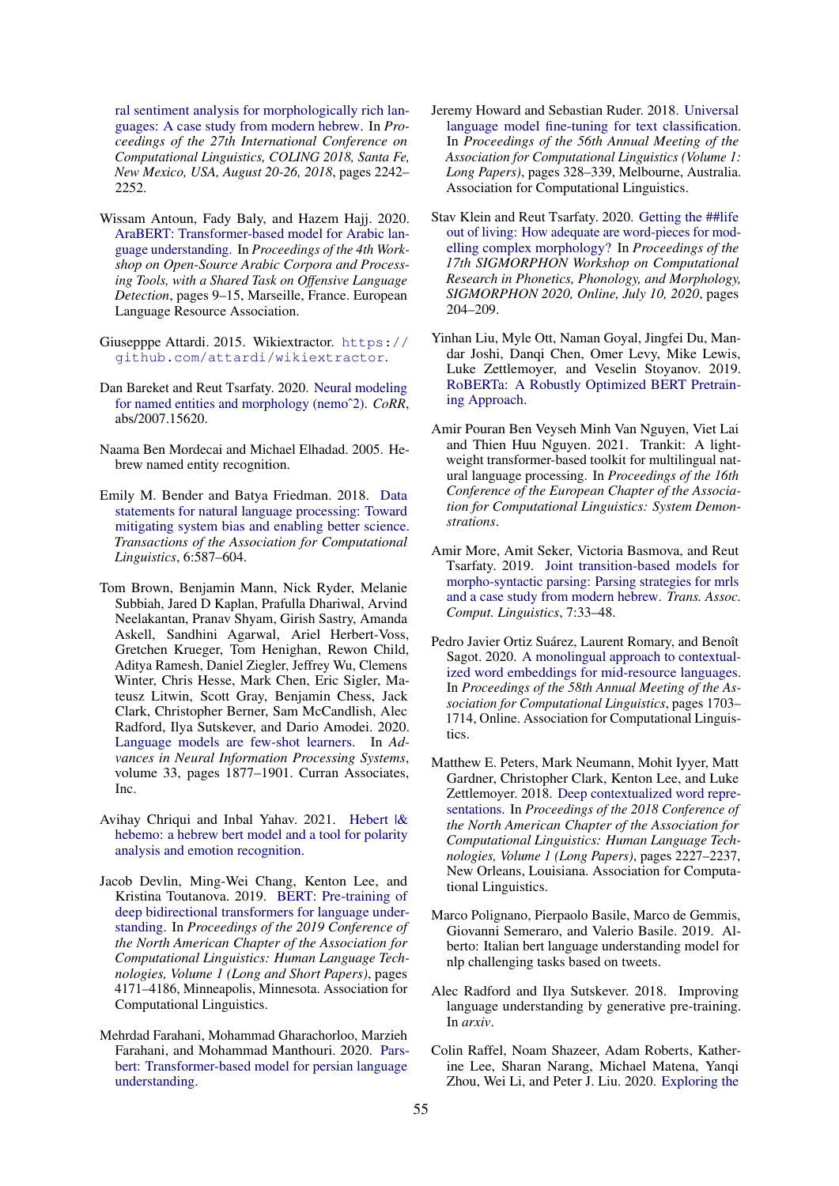ral sentiment analysis for morphologically rich languages: A case study from modern hebrew. In *Proceedings of the 27th International Conference on Computational Linguistics, COLING 2018, Santa Fe, New Mexico, USA, August 20-26, 2018*, pages 2242–2252.

Wissam Antoun, Fady Baly, and Hazem Hajj. 2020. AraBERT: Transformer-based model for Arabic language understanding. In *Proceedings of the 4th Workshop on Open-Source Arabic Corpora and Processing Tools, with a Shared Task on Offensive Language Detection*, pages 9–15, Marseille, France. European Language Resource Association.

Giusepppe Attardi. 2015. Wikiextractor. https://github.com/attardi/wikiextractor.

Dan Bareket and Reut Tsarfaty. 2020. Neural modeling for named entities and morphology (nemoˆ2). *CoRR*, abs/2007.15620.

Naama Ben Mordecai and Michael Elhadad. 2005. Hebrew named entity recognition.

Emily M. Bender and Batya Friedman. 2018. Data statements for natural language processing: Toward mitigating system bias and enabling better science. *Transactions of the Association for Computational Linguistics*, 6:587–604.

Tom Brown, Benjamin Mann, Nick Ryder, Melanie Subbiah, Jared D Kaplan, Prafulla Dhariwal, Arvind Neelakantan, Pranav Shyam, Girish Sastry, Amanda Askell, Sandhini Agarwal, Ariel Herbert-Voss, Gretchen Krueger, Tom Henighan, Rewon Child, Aditya Ramesh, Daniel Ziegler, Jeffrey Wu, Clemens Winter, Chris Hesse, Mark Chen, Eric Sigler, Mateusz Litwin, Scott Gray, Benjamin Chess, Jack Clark, Christopher Berner, Sam McCandlish, Alec Radford, Ilya Sutskever, and Dario Amodei. 2020. Language models are few-shot learners. In *Advances in Neural Information Processing Systems*, volume 33, pages 1877–1901. Curran Associates, Inc.

Avihay Chriqui and Inbal Yahav. 2021. Hebert |& hebemo: a hebrew bert model and a tool for polarity analysis and emotion recognition.

Jacob Devlin, Ming-Wei Chang, Kenton Lee, and Kristina Toutanova. 2019. BERT: Pre-training of deep bidirectional transformers for language understanding. In *Proceedings of the 2019 Conference of the North American Chapter of the Association for Computational Linguistics: Human Language Technologies, Volume 1 (Long and Short Papers)*, pages 4171–4186, Minneapolis, Minnesota. Association for Computational Linguistics.

Mehrdad Farahani, Mohammad Gharachorloo, Marzieh Farahani, and Mohammad Manthouri. 2020. Parsbert: Transformer-based model for persian language understanding.

Jeremy Howard and Sebastian Ruder. 2018. Universal language model fine-tuning for text classification. In *Proceedings of the 56th Annual Meeting of the Association for Computational Linguistics (Volume 1: Long Papers)*, pages 328–339, Melbourne, Australia. Association for Computational Linguistics.

Stav Klein and Reut Tsarfaty. 2020. Getting the ##life out of living: How adequate are word-pieces for modelling complex morphology? In *Proceedings of the 17th SIGMORPHON Workshop on Computational Research in Phonetics, Phonology, and Morphology, SIGMORPHON 2020, Online, July 10, 2020*, pages 204–209.

Yinhan Liu, Myle Ott, Naman Goyal, Jingfei Du, Mandar Joshi, Danqi Chen, Omer Levy, Mike Lewis, Luke Zettlemoyer, and Veselin Stoyanov. 2019. RoBERTa: A Robustly Optimized BERT Pretraining Approach.

Amir Pouran Ben Veyseh Minh Van Nguyen, Viet Lai and Thien Huu Nguyen. 2021. Trankit: A light-weight transformer-based toolkit for multilingual natural language processing. In *Proceedings of the 16th Conference of the European Chapter of the Association for Computational Linguistics: System Demonstrations*.

Amir More, Amit Seker, Victoria Basmova, and Reut Tsarfaty. 2019. Joint transition-based models for morpho-syntactic parsing: Parsing strategies for mrls and a case study from modern hebrew. *Trans. Assoc. Comput. Linguistics*, 7:33–48.

Pedro Javier Ortiz Suárez, Laurent Romary, and Benoît Sagot. 2020. A monolingual approach to contextualized word embeddings for mid-resource languages. In *Proceedings of the 58th Annual Meeting of the Association for Computational Linguistics*, pages 1703–1714, Online. Association for Computational Linguistics.

Matthew E. Peters, Mark Neumann, Mohit Iyyer, Matt Gardner, Christopher Clark, Kenton Lee, and Luke Zettlemoyer. 2018. Deep contextualized word representations. In *Proceedings of the 2018 Conference of the North American Chapter of the Association for Computational Linguistics: Human Language Technologies, Volume 1 (Long Papers)*, pages 2227–2237, New Orleans, Louisiana. Association for Computational Linguistics.

Marco Polignano, Pierpaolo Basile, Marco de Gemmis, Giovanni Semeraro, and Valerio Basile. 2019. Alberto: Italian bert language understanding model for nlp challenging tasks based on tweets.

Alec Radford and Ilya Sutskever. 2018. Improving language understanding by generative pre-training. In *arxiv*.

Colin Raffel, Noam Shazeer, Adam Roberts, Katherine Lee, Sharan Narang, Michael Matena, Yanqi Zhou, Wei Li, and Peter J. Liu. 2020. Exploring the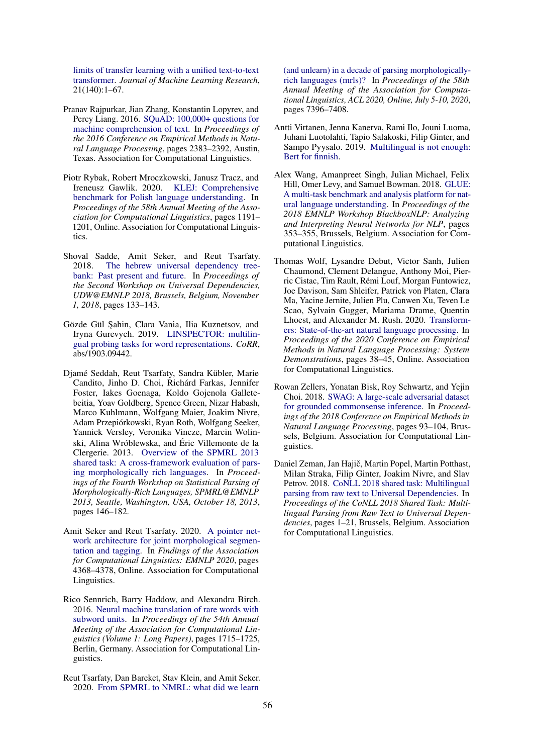limits of transfer learning with a unified text-to-text transformer. *Journal of Machine Learning Research*, 21(140):1–67.

Pranav Rajpurkar, Jian Zhang, Konstantin Lopyrev, and Percy Liang. 2016. SQuAD: 100,000+ questions for machine comprehension of text. In *Proceedings of the 2016 Conference on Empirical Methods in Natural Language Processing*, pages 2383–2392, Austin, Texas. Association for Computational Linguistics.

Piotr Rybak, Robert Mroczkowski, Janusz Tracz, and Ireneusz Gawlik. 2020. KLEJ: Comprehensive benchmark for Polish language understanding. In *Proceedings of the 58th Annual Meeting of the Association for Computational Linguistics*, pages 1191–1201, Online. Association for Computational Linguistics.

Shoval Sadde, Amit Seker, and Reut Tsarfaty. 2018. The hebrew universal dependency treebank: Past present and future. In *Proceedings of the Second Workshop on Universal Dependencies, UDW@EMNLP 2018, Brussels, Belgium, November 1, 2018*, pages 133–143.

Gözde Gül Şahin, Clara Vania, Ilia Kuznetsov, and Iryna Gurevych. 2019. LINSPECTOR: multilingual probing tasks for word representations. *CoRR*, abs/1903.09442.

Djamé Seddah, Reut Tsarfaty, Sandra Kübler, Marie Candito, Jinho D. Choi, Richárd Farkas, Jennifer Foster, Iakes Goenaga, Koldo Gojenola Galletebeitia, Yoav Goldberg, Spence Green, Nizar Habash, Marco Kuhlmann, Wolfgang Maier, Joakim Nivre, Adam Przepiórkowski, Ryan Roth, Wolfgang Seeker, Yannick Versley, Veronika Vincze, Marcin Wolinski, Alina Wróblewska, and Éric Villemonte de la Clergerie. 2013. Overview of the SPMRL 2013 shared task: A cross-framework evaluation of parsing morphologically rich languages. In *Proceedings of the Fourth Workshop on Statistical Parsing of Morphologically-Rich Languages, SPMRL@EMNLP 2013, Seattle, Washington, USA, October 18, 2013*, pages 146–182.

Amit Seker and Reut Tsarfaty. 2020. A pointer network architecture for joint morphological segmentation and tagging. In *Findings of the Association for Computational Linguistics: EMNLP 2020*, pages 4368–4378, Online. Association for Computational Linguistics.

Rico Sennrich, Barry Haddow, and Alexandra Birch. 2016. Neural machine translation of rare words with subword units. In *Proceedings of the 54th Annual Meeting of the Association for Computational Linguistics (Volume 1: Long Papers)*, pages 1715–1725, Berlin, Germany. Association for Computational Linguistics.

Reut Tsarfaty, Dan Bareket, Stav Klein, and Amit Seker. 2020. From SPMRL to NMRL: what did we learn (and unlearn) in a decade of parsing morphologically-rich languages (mrls)? In *Proceedings of the 58th Annual Meeting of the Association for Computational Linguistics, ACL 2020, Online, July 5-10, 2020*, pages 7396–7408.

Antti Virtanen, Jenna Kanerva, Rami Ilo, Jouni Luoma, Juhani Luotolahti, Tapio Salakoski, Filip Ginter, and Sampo Pyysalo. 2019. Multilingual is not enough: Bert for finnish.

Alex Wang, Amanpreet Singh, Julian Michael, Felix Hill, Omer Levy, and Samuel Bowman. 2018. GLUE: A multi-task benchmark and analysis platform for natural language understanding. In *Proceedings of the 2018 EMNLP Workshop BlackboxNLP: Analyzing and Interpreting Neural Networks for NLP*, pages 353–355, Brussels, Belgium. Association for Computational Linguistics.

Thomas Wolf, Lysandre Debut, Victor Sanh, Julien Chaumond, Clement Delangue, Anthony Moi, Pierric Cistac, Tim Rault, Rémi Louf, Morgan Funtowicz, Joe Davison, Sam Shleifer, Patrick von Platen, Clara Ma, Yacine Jernite, Julien Plu, Canwen Xu, Teven Le Scao, Sylvain Gugger, Mariama Drame, Quentin Lhoest, and Alexander M. Rush. 2020. Transformers: State-of-the-art natural language processing. In *Proceedings of the 2020 Conference on Empirical Methods in Natural Language Processing: System Demonstrations*, pages 38–45, Online. Association for Computational Linguistics.

Rowan Zellers, Yonatan Bisk, Roy Schwartz, and Yejin Choi. 2018. SWAG: A large-scale adversarial dataset for grounded commonsense inference. In *Proceedings of the 2018 Conference on Empirical Methods in Natural Language Processing*, pages 93–104, Brussels, Belgium. Association for Computational Linguistics.

Daniel Zeman, Jan Hajič, Martin Popel, Martin Potthast, Milan Straka, Filip Ginter, Joakim Nivre, and Slav Petrov. 2018. CoNLL 2018 shared task: Multilingual parsing from raw text to Universal Dependencies. In *Proceedings of the CoNLL 2018 Shared Task: Multilingual Parsing from Raw Text to Universal Dependencies*, pages 1–21, Brussels, Belgium. Association for Computational Linguistics.